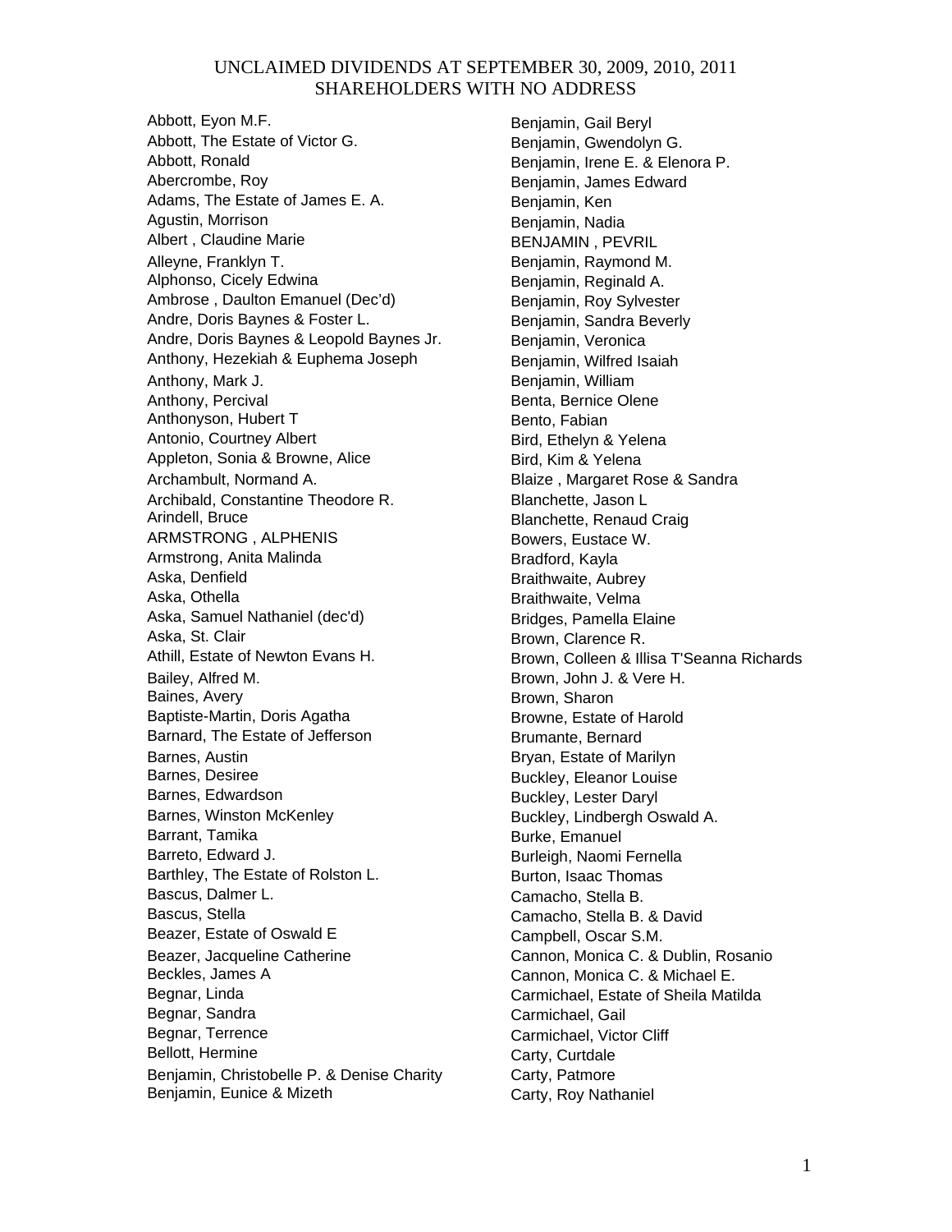# UNCLAIMED DIVIDENDS AT SEPTEMBER 30, 2009, 2010, 2011
# SHAREHOLDERS WITH NO ADDRESS

Abbott, Eyon M.F.
Abbott, The Estate of Victor G.
Abbott, Ronald
Abercrombe, Roy
Adams, The Estate of James E. A.
Agustin, Morrison
Albert , Claudine Marie
Alleyne, Franklyn T.
Alphonso, Cicely Edwina
Ambrose , Daulton Emanuel (Dec'd)
Andre, Doris Baynes & Foster L.
Andre, Doris Baynes & Leopold Baynes Jr.
Anthony, Hezekiah & Euphema Joseph
Anthony, Mark J.
Anthony, Percival
Anthonyson, Hubert T
Antonio, Courtney Albert
Appleton, Sonia & Browne, Alice
Archambult, Normand A.
Archibald, Constantine Theodore R.
Arindell, Bruce
ARMSTRONG , ALPHENIS
Armstrong, Anita Malinda
Aska, Denfield
Aska, Othella
Aska, Samuel Nathaniel (dec'd)
Aska, St. Clair
Athill, Estate of Newton Evans H.
Bailey, Alfred M.
Baines, Avery
Baptiste-Martin, Doris Agatha
Barnard, The Estate of Jefferson
Barnes, Austin
Barnes, Desiree
Barnes, Edwardson
Barnes, Winston McKenley
Barrant, Tamika
Barreto, Edward J.
Barthley, The Estate of Rolston L.
Bascus, Dalmer L.
Bascus, Stella
Beazer, Estate of Oswald E
Beazer, Jacqueline Catherine
Beckles, James A
Begnar, Linda
Begnar, Sandra
Begnar, Terrence
Bellott, Hermine
Benjamin, Christobelle P. & Denise Charity
Benjamin, Eunice & Mizeth
Benjamin, Gail Beryl
Benjamin, Gwendolyn G.
Benjamin, Irene E. & Elenora P.
Benjamin, James Edward
Benjamin, Ken
Benjamin, Nadia
BENJAMIN , PEVRIL
Benjamin, Raymond M.
Benjamin, Reginald A.
Benjamin, Roy Sylvester
Benjamin, Sandra Beverly
Benjamin, Veronica
Benjamin, Wilfred Isaiah
Benjamin, William
Benta, Bernice Olene
Bento, Fabian
Bird, Ethelyn & Yelena
Bird, Kim & Yelena
Blaize , Margaret Rose & Sandra
Blanchette, Jason L
Blanchette, Renaud Craig
Bowers, Eustace W.
Bradford, Kayla
Braithwaite, Aubrey
Braithwaite, Velma
Bridges, Pamella Elaine
Brown, Clarence R.
Brown, Colleen & Illisa T'Seanna Richards
Brown, John J. & Vere H.
Brown, Sharon
Browne, Estate of Harold
Brumante, Bernard
Bryan, Estate of Marilyn
Buckley, Eleanor Louise
Buckley, Lester Daryl
Buckley, Lindbergh Oswald A.
Burke, Emanuel
Burleigh, Naomi Fernella
Burton, Isaac Thomas
Camacho, Stella B.
Camacho, Stella B. & David
Campbell, Oscar S.M.
Cannon, Monica C. & Dublin, Rosanio
Cannon, Monica C. & Michael E.
Carmichael, Estate of Sheila Matilda
Carmichael, Gail
Carmichael, Victor Cliff
Carty, Curtdale
Carty, Patmore
Carty, Roy Nathaniel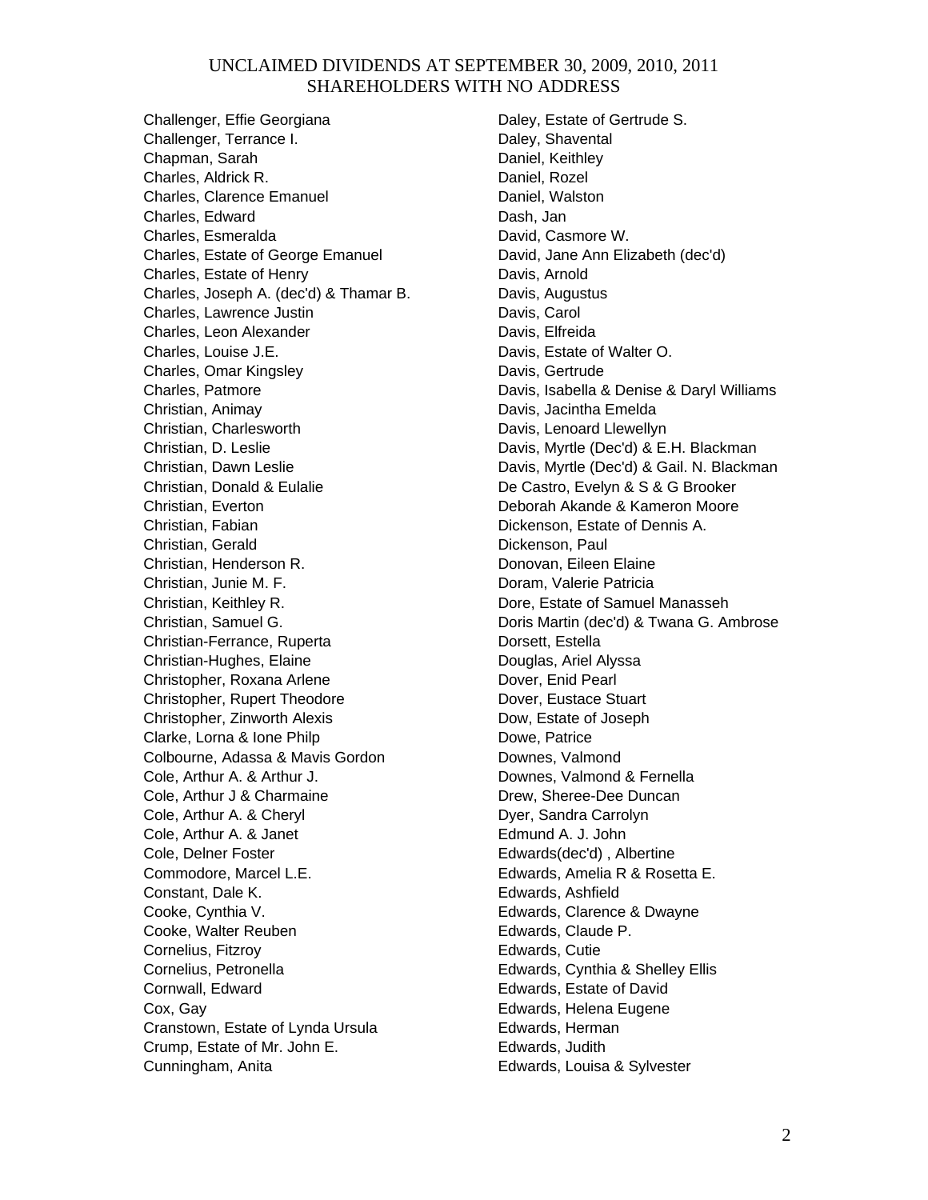# UNCLAIMED DIVIDENDS AT SEPTEMBER 30, 2009, 2010, 2011
## SHAREHOLDERS WITH NO ADDRESS

Challenger, Effie Georgiana
Challenger, Terrance I.
Chapman, Sarah
Charles, Aldrick R.
Charles, Clarence Emanuel
Charles, Edward
Charles, Esmeralda
Charles, Estate of George Emanuel
Charles, Estate of Henry
Charles, Joseph A. (dec'd) & Thamar B.
Charles, Lawrence Justin
Charles, Leon Alexander
Charles, Louise J.E.
Charles, Omar Kingsley
Charles, Patmore
Christian, Animay
Christian, Charlesworth
Christian, D. Leslie
Christian, Dawn Leslie
Christian, Donald & Eulalie
Christian, Everton
Christian, Fabian
Christian, Gerald
Christian, Henderson R.
Christian, Junie M. F.
Christian, Keithley R.
Christian, Samuel G.
Christian-Ferrance, Ruperta
Christian-Hughes, Elaine
Christopher, Roxana Arlene
Christopher, Rupert Theodore
Christopher, Zinworth Alexis
Clarke, Lorna & Ione Philp
Colbourne, Adassa & Mavis Gordon
Cole, Arthur A. & Arthur J.
Cole, Arthur J & Charmaine
Cole, Arthur A. & Cheryl
Cole, Arthur A. & Janet
Cole, Delner Foster
Commodore, Marcel L.E.
Constant, Dale K.
Cooke, Cynthia V.
Cooke, Walter Reuben
Cornelius, Fitzroy
Cornelius, Petronella
Cornwall, Edward
Cox, Gay
Cranstown, Estate of Lynda Ursula
Crump, Estate of Mr. John E.
Cunningham, Anita
Daley, Estate of Gertrude S.
Daley, Shavental
Daniel, Keithley
Daniel, Rozel
Daniel, Walston
Dash, Jan
David, Casmore W.
David, Jane Ann Elizabeth (dec'd)
Davis, Arnold
Davis, Augustus
Davis, Carol
Davis, Elfreida
Davis, Estate of Walter O.
Davis, Gertrude
Davis, Isabella & Denise & Daryl Williams
Davis, Jacintha Emelda
Davis, Lenoard Llewellyn
Davis, Myrtle (Dec'd) & E.H. Blackman
Davis, Myrtle (Dec'd) & Gail. N. Blackman
De Castro, Evelyn & S & G Brooker
Deborah Akande & Kameron Moore
Dickenson, Estate of Dennis A.
Dickenson, Paul
Donovan, Eileen Elaine
Doram, Valerie Patricia
Dore, Estate of Samuel Manasseh
Doris Martin (dec'd) & Twana G. Ambrose
Dorsett, Estella
Douglas, Ariel Alyssa
Dover, Enid Pearl
Dover, Eustace Stuart
Dow, Estate of Joseph
Dowe, Patrice
Downes, Valmond
Downes, Valmond & Fernella
Drew, Sheree-Dee Duncan
Dyer, Sandra Carrolyn
Edmund A. J. John
Edwards(dec'd) , Albertine
Edwards, Amelia R & Rosetta E.
Edwards, Ashfield
Edwards, Clarence & Dwayne
Edwards, Claude P.
Edwards, Cutie
Edwards, Cynthia & Shelley Ellis
Edwards, Estate of David
Edwards, Helena Eugene
Edwards, Herman
Edwards, Judith
Edwards, Louisa & Sylvester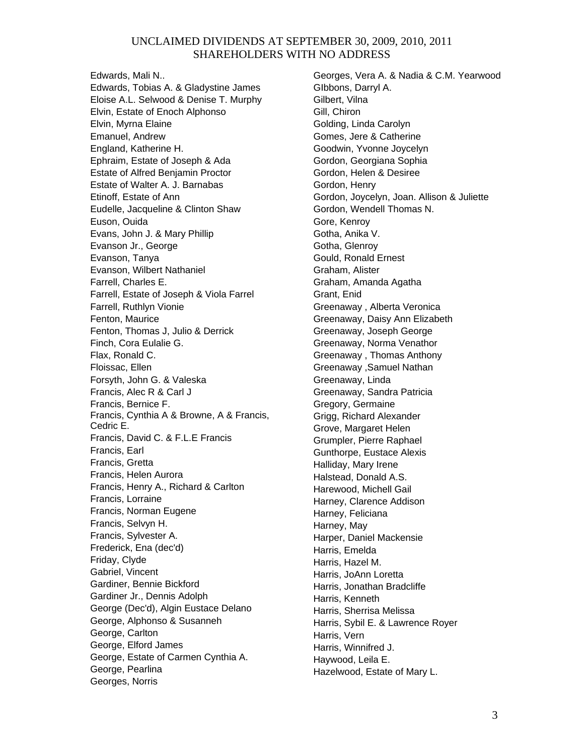UNCLAIMED DIVIDENDS AT SEPTEMBER 30, 2009, 2010, 2011
SHAREHOLDERS WITH NO ADDRESS

Edwards, Mali N..
Edwards, Tobias A. & Gladystine James
Eloise A.L. Selwood & Denise T. Murphy
Elvin, Estate of Enoch Alphonso
Elvin, Myrna Elaine
Emanuel, Andrew
England, Katherine H.
Ephraim, Estate of Joseph & Ada
Estate of Alfred Benjamin Proctor
Estate of Walter A. J. Barnabas
Etinoff, Estate of Ann
Eudelle, Jacqueline & Clinton Shaw
Euson, Ouida
Evans, John J. & Mary Phillip
Evanson Jr., George
Evanson, Tanya
Evanson, Wilbert Nathaniel
Farrell, Charles E.
Farrell, Estate of Joseph & Viola Farrel
Farrell, Ruthlyn Vionie
Fenton, Maurice
Fenton, Thomas J, Julio & Derrick
Finch, Cora Eulalie G.
Flax, Ronald C.
Floissac, Ellen
Forsyth, John G. & Valeska
Francis, Alec R & Carl J
Francis, Bernice F.
Francis, Cynthia A & Browne, A & Francis, Cedric E.
Francis, David C. & F.L.E Francis
Francis, Earl
Francis, Gretta
Francis, Helen Aurora
Francis, Henry A., Richard & Carlton
Francis, Lorraine
Francis, Norman Eugene
Francis, Selvyn H.
Francis, Sylvester A.
Frederick, Ena (dec'd)
Friday, Clyde
Gabriel, Vincent
Gardiner, Bennie Bickford
Gardiner Jr., Dennis Adolph
George (Dec'd), Algin Eustace Delano
George, Alphonso & Susanneh
George, Carlton
George, Elford James
George, Estate of Carmen Cynthia A.
George, Pearlina
Georges, Norris
Georges, Vera A. & Nadia & C.M. Yearwood
GIbbons, Darryl A.
Gilbert, Vilna
Gill, Chiron
Golding, Linda Carolyn
Gomes, Jere & Catherine
Goodwin, Yvonne Joycelyn
Gordon, Georgiana Sophia
Gordon, Helen & Desiree
Gordon, Henry
Gordon, Joycelyn, Joan. Allison & Juliette
Gordon, Wendell Thomas N.
Gore, Kenroy
Gotha, Anika V.
Gotha, Glenroy
Gould, Ronald Ernest
Graham, Alister
Graham, Amanda Agatha
Grant, Enid
Greenaway , Alberta Veronica
Greenaway, Daisy Ann Elizabeth
Greenaway, Joseph George
Greenaway, Norma Venathor
Greenaway , Thomas Anthony
Greenaway ,Samuel Nathan
Greenaway, Linda
Greenaway, Sandra Patricia
Gregory, Germaine
Grigg, Richard Alexander
Grove, Margaret Helen
Grumpler, Pierre Raphael
Gunthorpe, Eustace Alexis
Halliday, Mary Irene
Halstead, Donald A.S.
Harewood, Michell Gail
Harney, Clarence Addison
Harney, Feliciana
Harney, May
Harper, Daniel Mackensie
Harris, Emelda
Harris, Hazel M.
Harris, JoAnn Loretta
Harris, Jonathan Bradcliffe
Harris, Kenneth
Harris, Sherrisa Melissa
Harris, Sybil E. & Lawrence Royer
Harris, Vern
Harris, Winnifred J.
Haywood, Leila E.
Hazelwood, Estate of Mary L.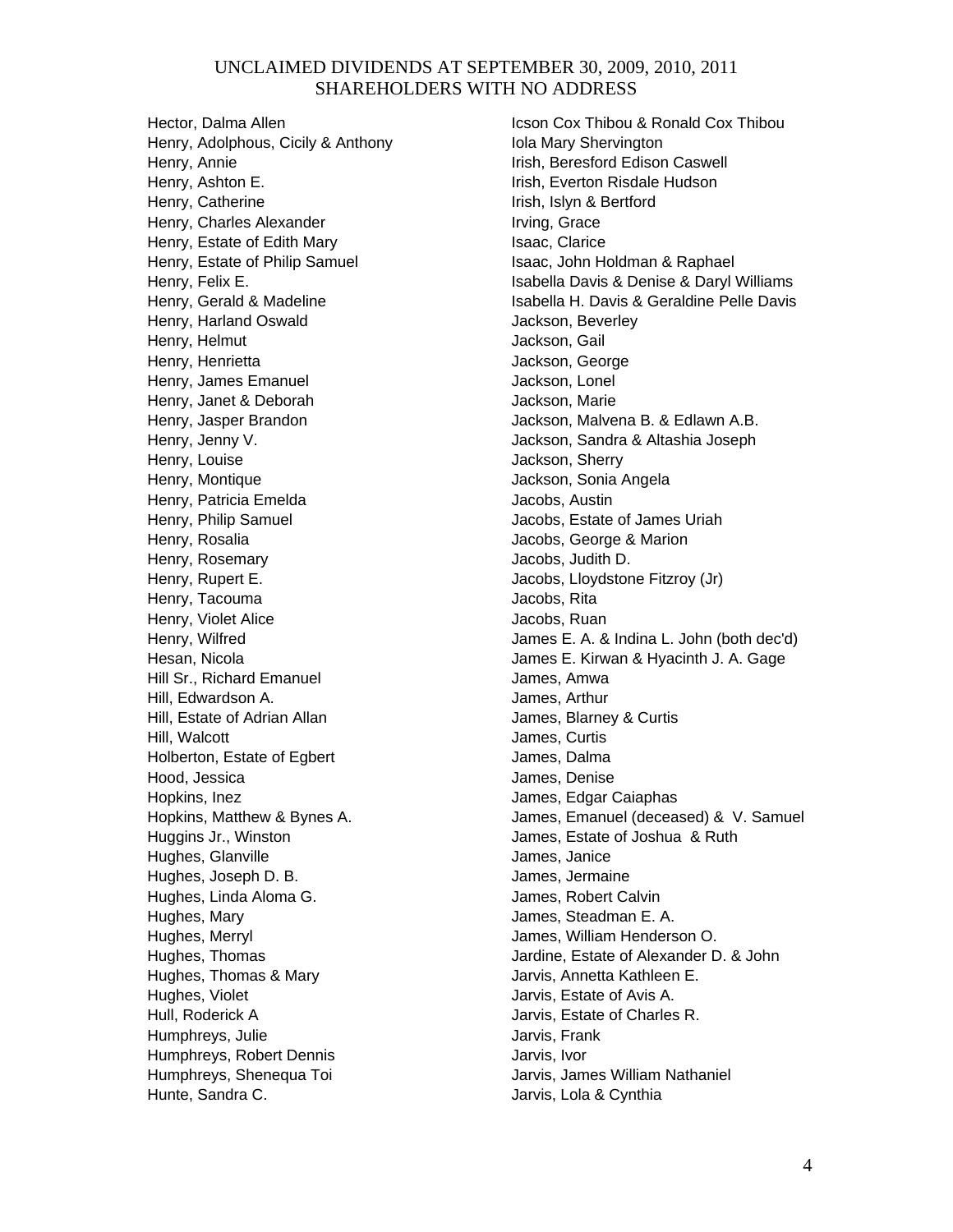# UNCLAIMED DIVIDENDS AT SEPTEMBER 30, 2009, 2010, 2011
## SHAREHOLDERS WITH NO ADDRESS

Hector, Dalma Allen
Henry, Adolphous, Cicily & Anthony
Henry, Annie
Henry, Ashton E.
Henry, Catherine
Henry, Charles Alexander
Henry, Estate of Edith Mary
Henry, Estate of Philip Samuel
Henry, Felix E.
Henry, Gerald & Madeline
Henry, Harland Oswald
Henry, Helmut
Henry, Henrietta
Henry, James Emanuel
Henry, Janet & Deborah
Henry, Jasper Brandon
Henry, Jenny V.
Henry, Louise
Henry, Montique
Henry, Patricia Emelda
Henry, Philip Samuel
Henry, Rosalia
Henry, Rosemary
Henry, Rupert E.
Henry, Tacouma
Henry, Violet Alice
Henry, Wilfred
Hesan, Nicola
Hill Sr., Richard Emanuel
Hill, Edwardson A.
Hill, Estate of Adrian Allan
Hill, Walcott
Holberton, Estate of Egbert
Hood, Jessica
Hopkins, Inez
Hopkins, Matthew & Bynes A.
Huggins Jr., Winston
Hughes, Glanville
Hughes, Joseph D. B.
Hughes, Linda Aloma G.
Hughes, Mary
Hughes, Merryl
Hughes, Thomas
Hughes, Thomas & Mary
Hughes, Violet
Hull, Roderick A
Humphreys, Julie
Humphreys, Robert Dennis
Humphreys, Shenequa Toi
Hunte, Sandra C.
Icson Cox Thibou & Ronald Cox Thibou
Iola Mary Shervington
Irish, Beresford Edison Caswell
Irish, Everton Risdale Hudson
Irish, Islyn & Bertford
Irving, Grace
Isaac, Clarice
Isaac, John Holdman & Raphael
Isabella Davis & Denise & Daryl Williams
Isabella H. Davis & Geraldine Pelle Davis
Jackson, Beverley
Jackson, Gail
Jackson, George
Jackson, Lonel
Jackson, Marie
Jackson, Malvena B. & Edlawn A.B.
Jackson, Sandra & Altashia Joseph
Jackson, Sherry
Jackson, Sonia Angela
Jacobs, Austin
Jacobs, Estate of James Uriah
Jacobs, George & Marion
Jacobs, Judith D.
Jacobs, Lloydstone Fitzroy (Jr)
Jacobs, Rita
Jacobs, Ruan
James E. A. & Indina L. John (both dec'd)
James E. Kirwan & Hyacinth J. A. Gage
James, Amwa
James, Arthur
James, Blarney & Curtis
James, Curtis
James, Dalma
James, Denise
James, Edgar Caiaphas
James, Emanuel (deceased) & V. Samuel
James, Estate of Joshua & Ruth
James, Janice
James, Jermaine
James, Robert Calvin
James, Steadman E. A.
James, William Henderson O.
Jardine, Estate of Alexander D. & John
Jarvis, Annetta Kathleen E.
Jarvis, Estate of Avis A.
Jarvis, Estate of Charles R.
Jarvis, Frank
Jarvis, Ivor
Jarvis, James William Nathaniel
Jarvis, Lola & Cynthia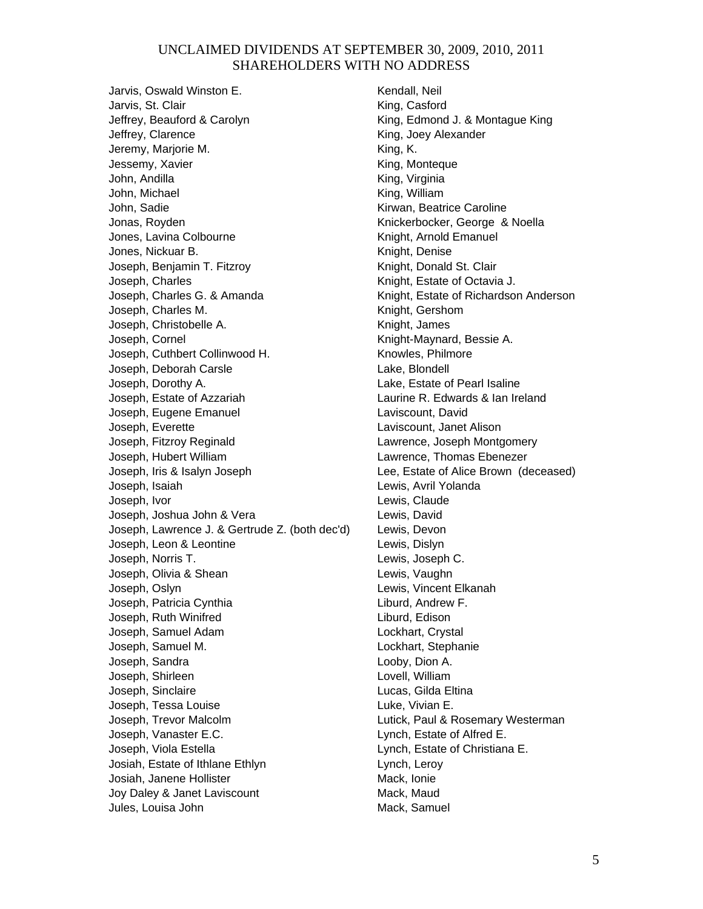UNCLAIMED DIVIDENDS AT SEPTEMBER 30, 2009, 2010, 2011
SHAREHOLDERS WITH NO ADDRESS

Jarvis, Oswald Winston E.
Jarvis, St. Clair
Jeffrey, Beauford & Carolyn
Jeffrey, Clarence
Jeremy, Marjorie M.
Jessemy, Xavier
John, Andilla
John, Michael
John, Sadie
Jonas, Royden
Jones, Lavina Colbourne
Jones, Nickuar B.
Joseph, Benjamin T. Fitzroy
Joseph, Charles
Joseph, Charles G. & Amanda
Joseph, Charles M.
Joseph, Christobelle A.
Joseph, Cornel
Joseph, Cuthbert Collinwood H.
Joseph, Deborah Carsle
Joseph, Dorothy A.
Joseph, Estate of Azzariah
Joseph, Eugene Emanuel
Joseph, Everette
Joseph, Fitzroy Reginald
Joseph, Hubert William
Joseph, Iris & Isalyn Joseph
Joseph, Isaiah
Joseph, Ivor
Joseph, Joshua John & Vera
Joseph, Lawrence J. & Gertrude Z. (both dec'd)
Joseph, Leon & Leontine
Joseph, Norris T.
Joseph, Olivia & Shean
Joseph, Oslyn
Joseph, Patricia Cynthia
Joseph, Ruth Winifred
Joseph, Samuel Adam
Joseph, Samuel M.
Joseph, Sandra
Joseph, Shirleen
Joseph, Sinclaire
Joseph, Tessa Louise
Joseph, Trevor Malcolm
Joseph, Vanaster E.C.
Joseph, Viola Estella
Josiah, Estate of Ithlane Ethlyn
Josiah, Janene Hollister
Joy Daley & Janet Laviscount
Jules, Louisa John
Kendall, Neil
King, Casford
King, Edmond J. & Montague King
King, Joey Alexander
King, K.
King, Monteque
King, Virginia
King, William
Kirwan, Beatrice Caroline
Knickerbocker, George & Noella
Knight, Arnold Emanuel
Knight, Denise
Knight, Donald St. Clair
Knight, Estate of Octavia J.
Knight, Estate of Richardson Anderson
Knight, Gershom
Knight, James
Knight-Maynard, Bessie A.
Knowles, Philmore
Lake, Blondell
Lake, Estate of Pearl Isaline
Laurine R. Edwards & Ian Ireland
Laviscount, David
Laviscount, Janet Alison
Lawrence, Joseph Montgomery
Lawrence, Thomas Ebenezer
Lee, Estate of Alice Brown (deceased)
Lewis, Avril Yolanda
Lewis, Claude
Lewis, David
Lewis, Devon
Lewis, Dislyn
Lewis, Joseph C.
Lewis, Vaughn
Lewis, Vincent Elkanah
Liburd, Andrew F.
Liburd, Edison
Lockhart, Crystal
Lockhart, Stephanie
Looby, Dion A.
Lovell, William
Lucas, Gilda Eltina
Luke, Vivian E.
Lutick, Paul & Rosemary Westerman
Lynch, Estate of Alfred E.
Lynch, Estate of Christiana E.
Lynch, Leroy
Mack, Ionie
Mack, Maud
Mack, Samuel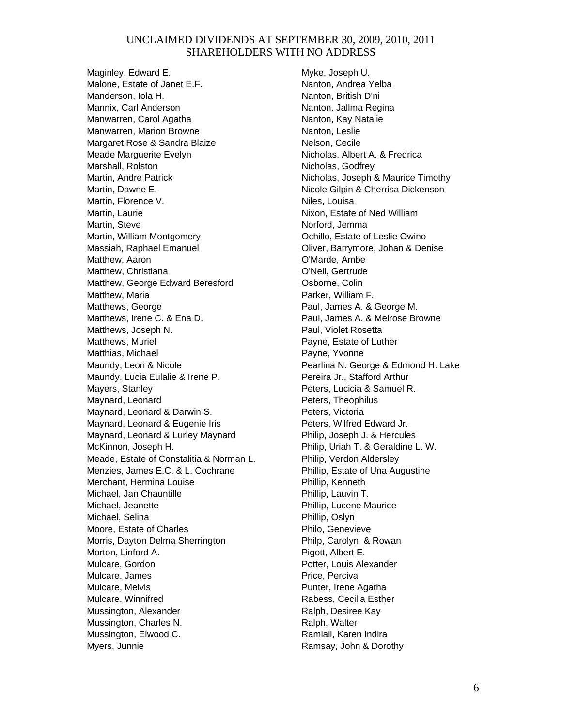UNCLAIMED DIVIDENDS AT SEPTEMBER 30, 2009, 2010, 2011
SHAREHOLDERS WITH NO ADDRESS

Maginley, Edward E.
Malone, Estate of Janet E.F.
Manderson, Iola H.
Mannix, Carl Anderson
Manwarren, Carol Agatha
Manwarren, Marion Browne
Margaret Rose & Sandra Blaize
Meade Marguerite Evelyn
Marshall, Rolston
Martin, Andre Patrick
Martin, Dawne E.
Martin, Florence V.
Martin, Laurie
Martin, Steve
Martin, William Montgomery
Massiah, Raphael Emanuel
Matthew, Aaron
Matthew, Christiana
Matthew, George Edward Beresford
Matthew, Maria
Matthews, George
Matthews, Irene C. & Ena D.
Matthews, Joseph N.
Matthews, Muriel
Matthias, Michael
Maundy, Leon & Nicole
Maundy, Lucia Eulalie & Irene P.
Mayers, Stanley
Maynard, Leonard
Maynard, Leonard & Darwin S.
Maynard, Leonard & Eugenie Iris
Maynard, Leonard & Lurley Maynard
McKinnon, Joseph H.
Meade, Estate of Constalitia & Norman L.
Menzies, James E.C. & L. Cochrane
Merchant, Hermina Louise
Michael, Jan Chauntille
Michael, Jeanette
Michael, Selina
Moore, Estate of Charles
Morris, Dayton Delma Sherrington
Morton, Linford A.
Mulcare, Gordon
Mulcare, James
Mulcare, Melvis
Mulcare, Winnifred
Mussington, Alexander
Mussington, Charles N.
Mussington, Elwood C.
Myers, Junnie
Myke, Joseph U.
Nanton, Andrea Yelba
Nanton, British D'ni
Nanton, Jallma Regina
Nanton, Kay Natalie
Nanton, Leslie
Nelson, Cecile
Nicholas, Albert A. & Fredrica
Nicholas, Godfrey
Nicholas, Joseph & Maurice Timothy
Nicole Gilpin & Cherrisa Dickenson
Niles, Louisa
Nixon, Estate of Ned William
Norford, Jemma
Ochillo, Estate of Leslie Owino
Oliver, Barrymore, Johan & Denise
O'Marde, Ambe
O'Neil, Gertrude
Osborne, Colin
Parker, William F.
Paul, James A. & George M.
Paul, James A. & Melrose Browne
Paul, Violet Rosetta
Payne, Estate of Luther
Payne, Yvonne
Pearlina N. George & Edmond H. Lake
Pereira Jr., Stafford Arthur
Peters, Lucicia & Samuel R.
Peters, Theophilus
Peters, Victoria
Peters, Wilfred Edward Jr.
Philip, Joseph J. & Hercules
Philip, Uriah T. & Geraldine L. W.
Philip, Verdon Aldersley
Phillip, Estate of Una Augustine
Phillip, Kenneth
Phillip, Lauvin T.
Phillip, Lucene Maurice
Phillip, Oslyn
Philo, Genevieve
Philp, Carolyn & Rowan
Pigott, Albert E.
Potter, Louis Alexander
Price, Percival
Punter, Irene Agatha
Rabess, Cecilia Esther
Ralph, Desiree Kay
Ralph, Walter
Ramlall, Karen Indira
Ramsay, John & Dorothy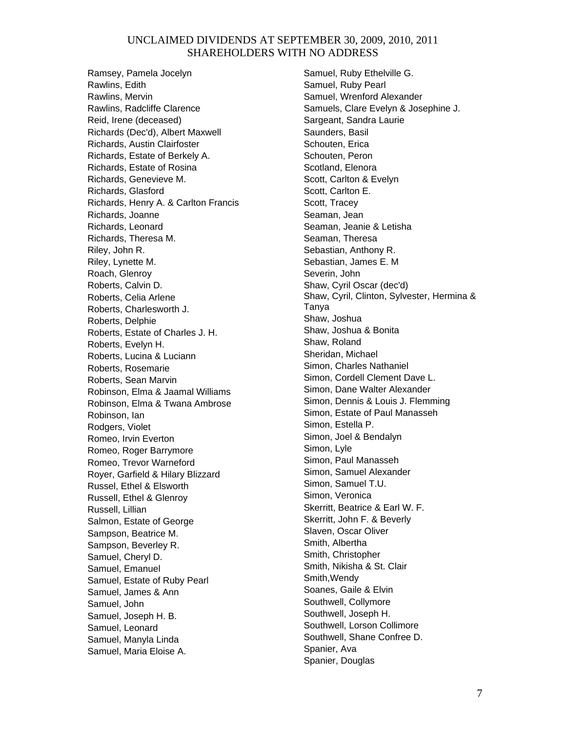# UNCLAIMED DIVIDENDS AT SEPTEMBER 30, 2009, 2010, 2011
## SHAREHOLDERS WITH NO ADDRESS

Ramsey, Pamela Jocelyn
Rawlins, Edith
Rawlins, Mervin
Rawlins, Radcliffe Clarence
Reid, Irene (deceased)
Richards (Dec'd), Albert Maxwell
Richards, Austin Clairfoster
Richards, Estate of Berkely A.
Richards, Estate of Rosina
Richards, Genevieve M.
Richards, Glasford
Richards, Henry A. & Carlton Francis
Richards, Joanne
Richards, Leonard
Richards, Theresa M.
Riley, John R.
Riley, Lynette M.
Roach, Glenroy
Roberts, Calvin D.
Roberts, Celia Arlene
Roberts, Charlesworth J.
Roberts, Delphie
Roberts, Estate of Charles J. H.
Roberts, Evelyn H.
Roberts, Lucina & Luciann
Roberts, Rosemarie
Roberts, Sean Marvin
Robinson, Elma & Jaamal Williams
Robinson, Elma & Twana Ambrose
Robinson, Ian
Rodgers, Violet
Romeo, Irvin Everton
Romeo, Roger Barrymore
Romeo, Trevor Warneford
Royer, Garfield & Hilary Blizzard
Russel, Ethel & Elsworth
Russell, Ethel & Glenroy
Russell, Lillian
Salmon, Estate of George
Sampson, Beatrice M.
Sampson, Beverley R.
Samuel, Cheryl D.
Samuel, Emanuel
Samuel, Estate of Ruby Pearl
Samuel, James & Ann
Samuel, John
Samuel, Joseph H. B.
Samuel, Leonard
Samuel, Manyla Linda
Samuel, Maria Eloise A.
Samuel, Ruby Ethelville G.
Samuel, Ruby Pearl
Samuel, Wrenford Alexander
Samuels, Clare Evelyn & Josephine J.
Sargeant, Sandra Laurie
Saunders, Basil
Schouten, Erica
Schouten, Peron
Scotland, Elenora
Scott, Carlton & Evelyn
Scott, Carlton E.
Scott, Tracey
Seaman, Jean
Seaman, Jeanie & Letisha
Seaman, Theresa
Sebastian, Anthony R.
Sebastian, James E. M
Severin, John
Shaw, Cyril Oscar (dec'd)
Shaw, Cyril, Clinton, Sylvester, Hermina & Tanya
Shaw, Joshua
Shaw, Joshua & Bonita
Shaw, Roland
Sheridan, Michael
Simon, Charles Nathaniel
Simon, Cordell Clement Dave L.
Simon, Dane Walter Alexander
Simon, Dennis & Louis J. Flemming
Simon, Estate of Paul Manasseh
Simon, Estella P.
Simon, Joel & Bendalyn
Simon, Lyle
Simon, Paul Manasseh
Simon, Samuel Alexander
Simon, Samuel T.U.
Simon, Veronica
Skerritt, Beatrice & Earl W. F.
Skerritt, John F. & Beverly
Slaven, Oscar Oliver
Smith, Albertha
Smith, Christopher
Smith, Nikisha & St. Clair
Smith,Wendy
Soanes, Gaile & Elvin
Southwell, Collymore
Southwell, Joseph H.
Southwell, Lorson Collimore
Southwell, Shane Confree D.
Spanier, Ava
Spanier, Douglas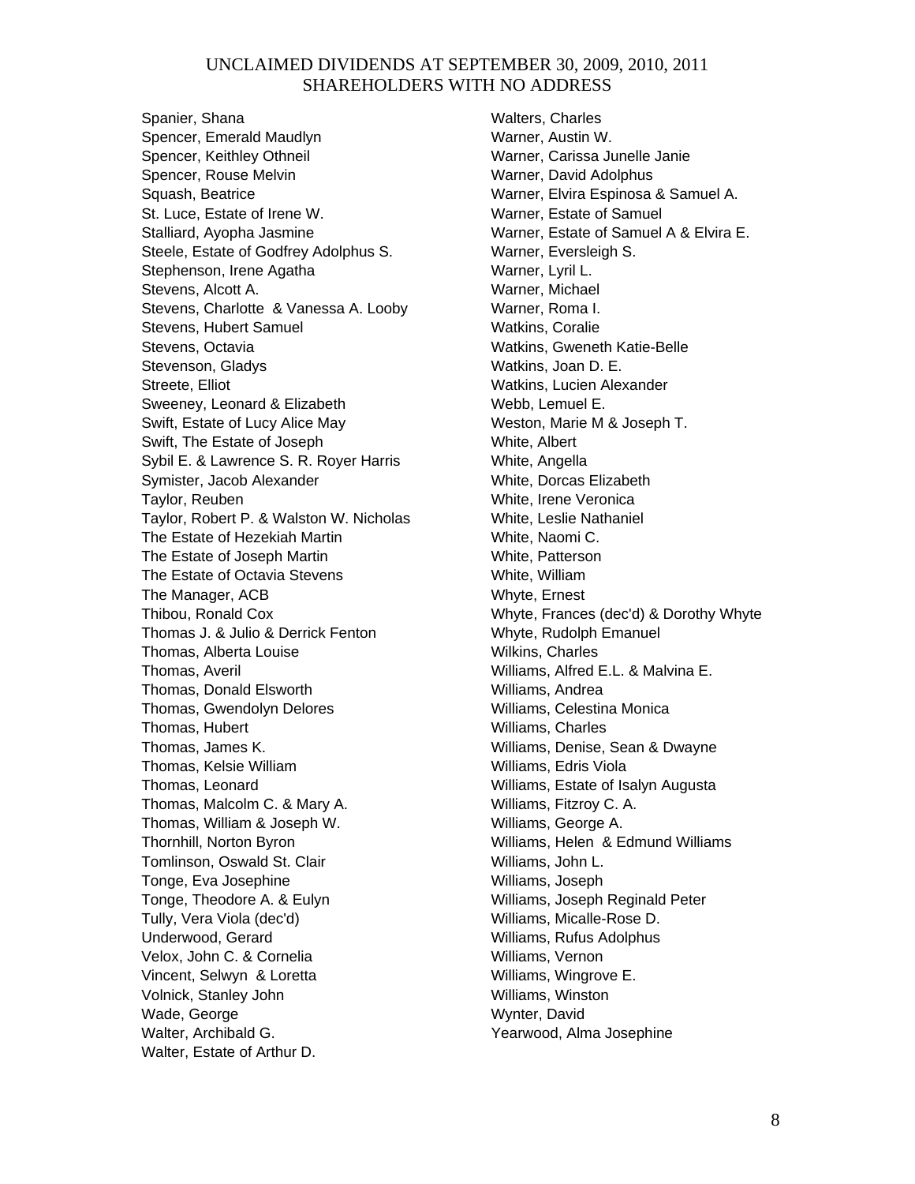# UNCLAIMED DIVIDENDS AT SEPTEMBER 30, 2009, 2010, 2011
## SHAREHOLDERS WITH NO ADDRESS

Spanier, Shana
Spencer, Emerald Maudlyn
Spencer, Keithley Othneil
Spencer, Rouse Melvin
Squash, Beatrice
St. Luce, Estate of Irene W.
Stalliard, Ayopha Jasmine
Steele, Estate of Godfrey Adolphus S.
Stephenson, Irene Agatha
Stevens, Alcott A.
Stevens, Charlotte & Vanessa A. Looby
Stevens, Hubert Samuel
Stevens, Octavia
Stevenson, Gladys
Streete, Elliot
Sweeney, Leonard & Elizabeth
Swift, Estate of Lucy Alice May
Swift, The Estate of Joseph
Sybil E. & Lawrence S. R. Royer Harris
Symister, Jacob Alexander
Taylor, Reuben
Taylor, Robert P. & Walston W. Nicholas
The Estate of Hezekiah Martin
The Estate of Joseph Martin
The Estate of Octavia Stevens
The Manager, ACB
Thibou, Ronald Cox
Thomas J. & Julio & Derrick Fenton
Thomas, Alberta Louise
Thomas, Averil
Thomas, Donald Elsworth
Thomas, Gwendolyn Delores
Thomas, Hubert
Thomas, James K.
Thomas, Kelsie William
Thomas, Leonard
Thomas, Malcolm C. & Mary A.
Thomas, William & Joseph W.
Thornhill, Norton Byron
Tomlinson, Oswald St. Clair
Tonge, Eva Josephine
Tonge, Theodore A. & Eulyn
Tully, Vera Viola (dec'd)
Underwood, Gerard
Velox, John C. & Cornelia
Vincent, Selwyn & Loretta
Volnick, Stanley John
Wade, George
Walter, Archibald G.
Walter, Estate of Arthur D.
Walters, Charles
Warner, Austin W.
Warner, Carissa Junelle Janie
Warner, David Adolphus
Warner, Elvira Espinosa & Samuel A.
Warner, Estate of Samuel
Warner, Estate of Samuel A & Elvira E.
Warner, Eversleigh S.
Warner, Lyril L.
Warner, Michael
Warner, Roma I.
Watkins, Coralie
Watkins, Gweneth Katie-Belle
Watkins, Joan D. E.
Watkins, Lucien Alexander
Webb, Lemuel E.
Weston, Marie M & Joseph T.
White, Albert
White, Angella
White, Dorcas Elizabeth
White, Irene Veronica
White, Leslie Nathaniel
White, Naomi C.
White, Patterson
White, William
Whyte, Ernest
Whyte, Frances (dec'd) & Dorothy Whyte
Whyte, Rudolph Emanuel
Wilkins, Charles
Williams, Alfred E.L. & Malvina E.
Williams, Andrea
Williams, Celestina Monica
Williams, Charles
Williams, Denise, Sean & Dwayne
Williams, Edris Viola
Williams, Estate of Isalyn Augusta
Williams, Fitzroy C. A.
Williams, George A.
Williams, Helen & Edmund Williams
Williams, John L.
Williams, Joseph
Williams, Joseph Reginald Peter
Williams, Micalle-Rose D.
Williams, Rufus Adolphus
Williams, Vernon
Williams, Wingrove E.
Williams, Winston
Wynter, David
Yearwood, Alma Josephine